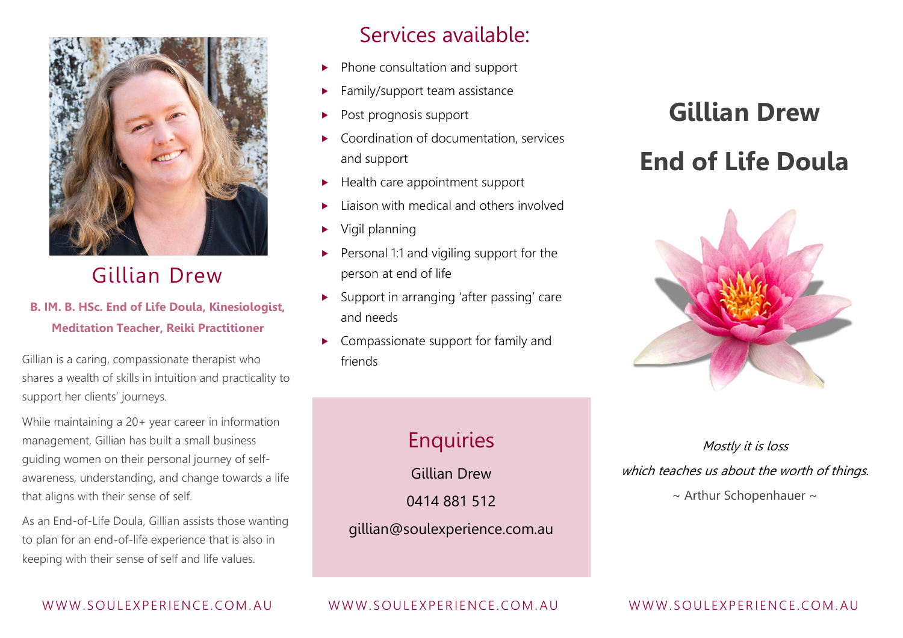## Gillian Drew

**B. IM. B. HSc. End of Life Doula, Kinesiologist, Meditation Teacher, Reiki Practitioner**

Gillian is a caring, compassionate therapist who shares a wealth of skills in intuition and practicality to support her clients' journeys.

While maintaining a 20+ year career in information management, Gillian has built a small business guiding women on their personal journey of self-awareness, understanding, and change towards a life that aligns with their sense of self.

As an End-of-Life Doula, Gillian assists those wanting to plan for an end-of-life experience that is also in keeping with their sense of self and life values.

WWW.SOULEXPERIENCE.COM.AU

## Services available:

- Phone consultation and support
- Family/support team assistance
- Post prognosis support
- Coordination of documentation, services and support
- Health care appointment support
- Liaison with medical and others involved
- Vigil planning
- Personal 1:1 and vigiling support for the person at end of life
- Support in arranging 'after passing' care and needs
- Compassionate support for family and friends

## Enquiries

Gillian Drew

0414 881 512

gillian@soulexperience.com.au

WWW.SOULEXPERIENCE.COM.AU

# Gillian Drew

# End of Life Doula

*Mostly it is loss*
*which teaches us about the worth of things.*

~ Arthur Schopenhauer ~

WWW.SOULEXPERIENCE.COM.AU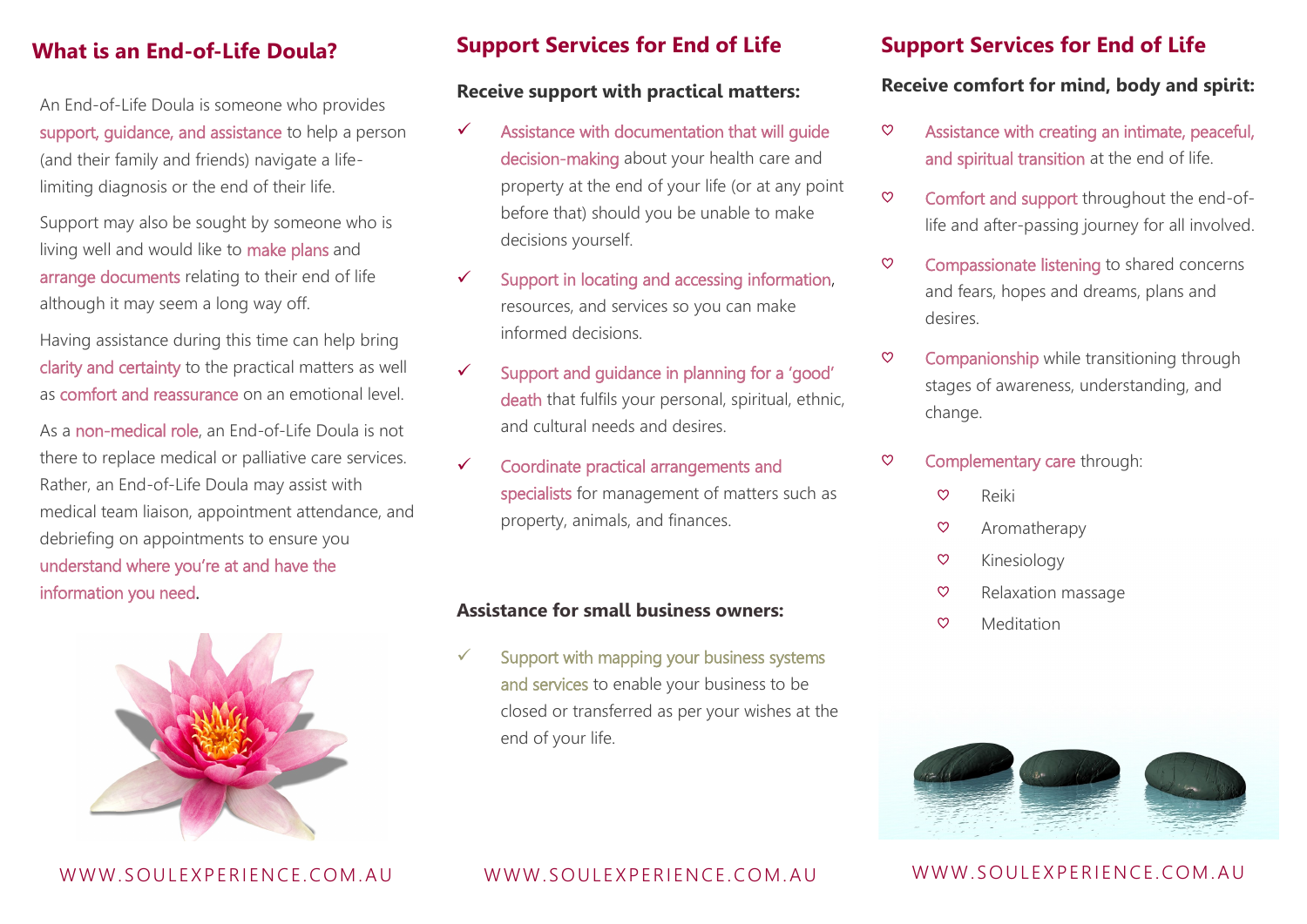## What is an End-of-Life Doula?

An End-of-Life Doula is someone who provides support, guidance, and assistance to help a person (and their family and friends) navigate a life-limiting diagnosis or the end of their life.

Support may also be sought by someone who is living well and would like to make plans and arrange documents relating to their end of life although it may seem a long way off.

Having assistance during this time can help bring clarity and certainty to the practical matters as well as comfort and reassurance on an emotional level.

As a non-medical role, an End-of-Life Doula is not there to replace medical or palliative care services. Rather, an End-of-Life Doula may assist with medical team liaison, appointment attendance, and debriefing on appointments to ensure you understand where you're at and have the information you need.

## Support Services for End of Life

**Receive support with practical matters:**

- ✓ Assistance with documentation that will guide decision-making about your health care and property at the end of your life (or at any point before that) should you be unable to make decisions yourself.
- ✓ Support in locating and accessing information, resources, and services so you can make informed decisions.
- ✓ Support and guidance in planning for a 'good' death that fulfils your personal, spiritual, ethnic, and cultural needs and desires.
- ✓ Coordinate practical arrangements and specialists for management of matters such as property, animals, and finances.

**Assistance for small business owners:**

- ✓ Support with mapping your business systems and services to enable your business to be closed or transferred as per your wishes at the end of your life.

## Support Services for End of Life

**Receive comfort for mind, body and spirit:**

- ♡ Assistance with creating an intimate, peaceful, and spiritual transition at the end of life.
- ♡ Comfort and support throughout the end-of-life and after-passing journey for all involved.
- ♡ Compassionate listening to shared concerns and fears, hopes and dreams, plans and desires.
- ♡ Companionship while transitioning through stages of awareness, understanding, and change.
- ♡ Complementary care through:
  - ♡ Reiki
  - ♡ Aromatherapy
  - ♡ Kinesiology
  - ♡ Relaxation massage
  - ♡ Meditation

WWW.SOULEXPERIENCE.COM.AU